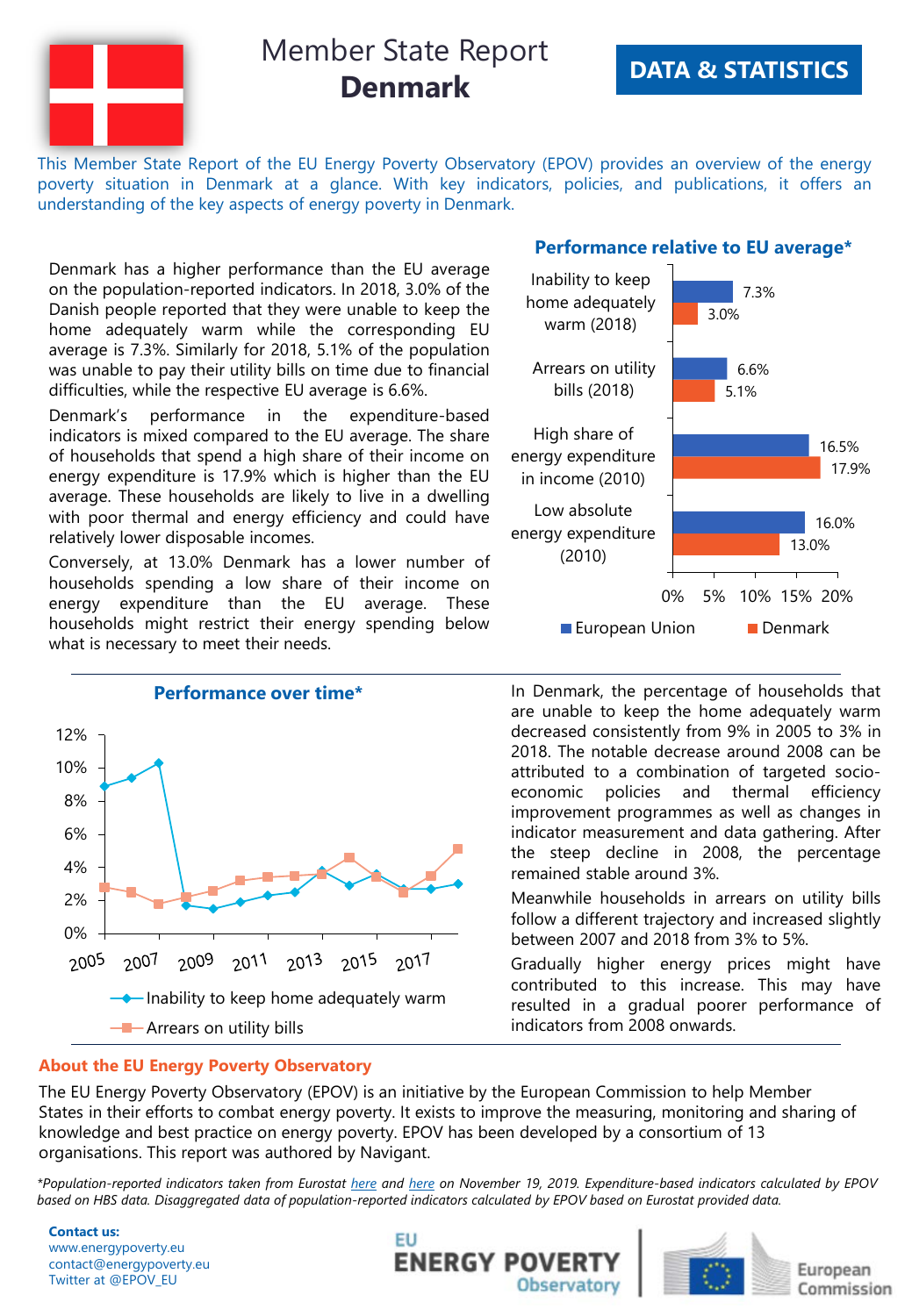# Member State Report **Denmark**

**DATA & STATISTICS**

This Member State Report of the EU Energy Poverty Observatory (EPOV) provides an overview of the energy poverty situation in Denmark at a glance. With key indicators, policies, and publications, it offers an understanding of the key aspects of energy poverty in Denmark.

Denmark has a higher performance than the EU average on the population-reported indicators. In 2018, 3.0% of the Danish people reported that they were unable to keep the home adequately warm while the corresponding EU average is 7.3%. Similarly for 2018, 5.1% of the population was unable to pay their utility bills on time due to financial difficulties, while the respective EU average is 6.6%.

Denmark's performance in the expenditure-based indicators is mixed compared to the EU average. The share of households that spend a high share of their income on energy expenditure is 17.9% which is higher than the EU average. These households are likely to live in a dwelling with poor thermal and energy efficiency and could have relatively lower disposable incomes.

Conversely, at 13.0% Denmark has a lower number of households spending a low share of their income on energy expenditure than the EU average. These households might restrict their energy spending below what is necessary to meet their needs.

## Performance relative to EU average*

| Indicator | European Union | Denmark |
|---|---|---|
| Inability to keep home adequately warm (2018) | 7.3% | 3.0% |
| Arrears on utility bills (2018) | 6.6% | 5.1% |
| High share of energy expenditure in income (2010) | 16.5% | 17.9% |
| Low absolute energy expenditure (2010) | 16.0% | 13.0% |

## Performance over time*

Legend: Inability to keep home adequately warm; Arrears on utility bills (2005–2018)

In Denmark, the percentage of households that are unable to keep the home adequately warm decreased consistently from 9% in 2005 to 3% in 2018. The notable decrease around 2008 can be attributed to a combination of targeted socio-economic policies and thermal efficiency improvement programmes as well as changes in indicator measurement and data gathering. After the steep decline in 2008, the percentage remained stable around 3%.

Meanwhile households in arrears on utility bills follow a different trajectory and increased slightly between 2007 and 2018 from 3% to 5%.

Gradually higher energy prices might have contributed to this increase. This may have resulted in a gradual poorer performance of indicators from 2008 onwards.

### About the EU Energy Poverty Observatory

The EU Energy Poverty Observatory (EPOV) is an initiative by the European Commission to help Member States in their efforts to combat energy poverty. It exists to improve the measuring, monitoring and sharing of knowledge and best practice on energy poverty. EPOV has been developed by a consortium of 13 organisations. This report was authored by Navigant.

*\*Population-reported indicators taken from Eurostat here and here on November 19, 2019. Expenditure-based indicators calculated by EPOV based on HBS data. Disaggregated data of population-reported indicators calculated by EPOV based on Eurostat provided data.*

**Contact us:**
www.energypoverty.eu
contact@energypoverty.eu
Twitter at @EPOV_EU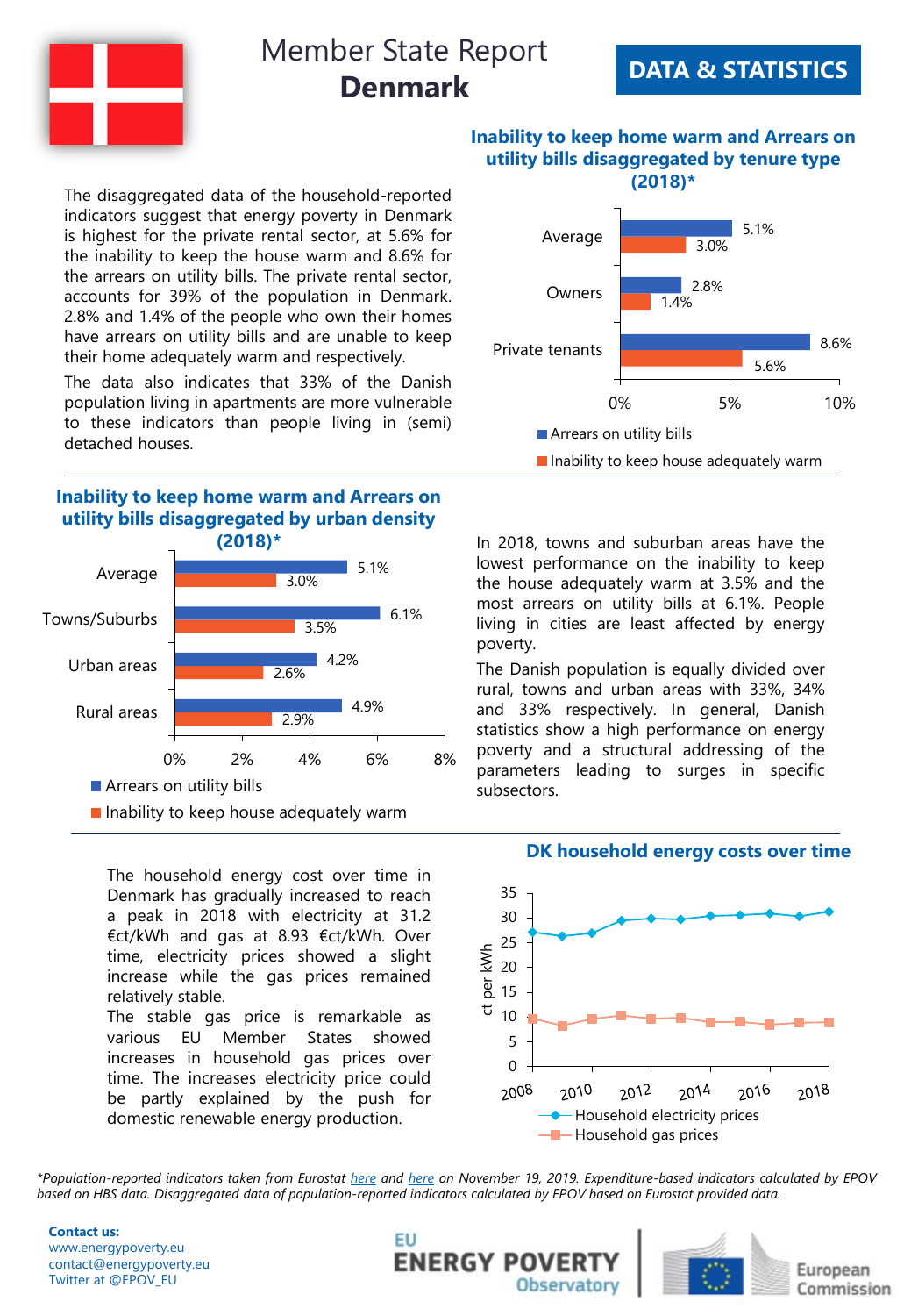# Member State Report
# **Denmark**

**DATA & STATISTICS**

The disaggregated data of the household-reported indicators suggest that energy poverty in Denmark is highest for the private rental sector, at 5.6% for the inability to keep the house warm and 8.6% for the arrears on utility bills. The private rental sector, accounts for 39% of the population in Denmark. 2.8% and 1.4% of the people who own their homes have arrears on utility bills and are unable to keep their home adequately warm and respectively.

The data also indicates that 33% of the Danish population living in apartments are more vulnerable to these indicators than people living in (semi) detached houses.

### Inability to keep home warm and Arrears on utility bills disaggregated by tenure type (2018)*

| | Arrears on utility bills | Inability to keep house adequately warm |
|---|---|---|
| Average | 5.1% | 3.0% |
| Owners | 2.8% | 1.4% |
| Private tenants | 8.6% | 5.6% |

### Inability to keep home warm and Arrears on utility bills disaggregated by urban density (2018)*

| | Arrears on utility bills | Inability to keep house adequately warm |
|---|---|---|
| Average | 5.1% | 3.0% |
| Towns/Suburbs | 6.1% | 3.5% |
| Urban areas | 4.2% | 2.6% |
| Rural areas | 4.9% | 2.9% |

In 2018, towns and suburban areas have the lowest performance on the inability to keep the house adequately warm at 3.5% and the most arrears on utility bills at 6.1%. People living in cities are least affected by energy poverty.

The Danish population is equally divided over rural, towns and urban areas with 33%, 34% and 33% respectively. In general, Danish statistics show a high performance on energy poverty and a structural addressing of the parameters leading to surges in specific subsectors.

The household energy cost over time in Denmark has gradually increased to reach a peak in 2018 with electricity at 31.2 €ct/kWh and gas at 8.93 €ct/kWh. Over time, electricity prices showed a slight increase while the gas prices remained relatively stable.

The stable gas price is remarkable as various EU Member States showed increases in household gas prices over time. The increases electricity price could be partly explained by the push for domestic renewable energy production.

### DK household energy costs over time

(ct per kWh; series: Household electricity prices, Household gas prices; 2008–2018)

*Population-reported indicators taken from Eurostat here and here on November 19, 2019. Expenditure-based indicators calculated by EPOV based on HBS data. Disaggregated data of population-reported indicators calculated by EPOV based on Eurostat provided data.*

**Contact us:**
www.energypoverty.eu
contact@energypoverty.eu
Twitter at @EPOV_EU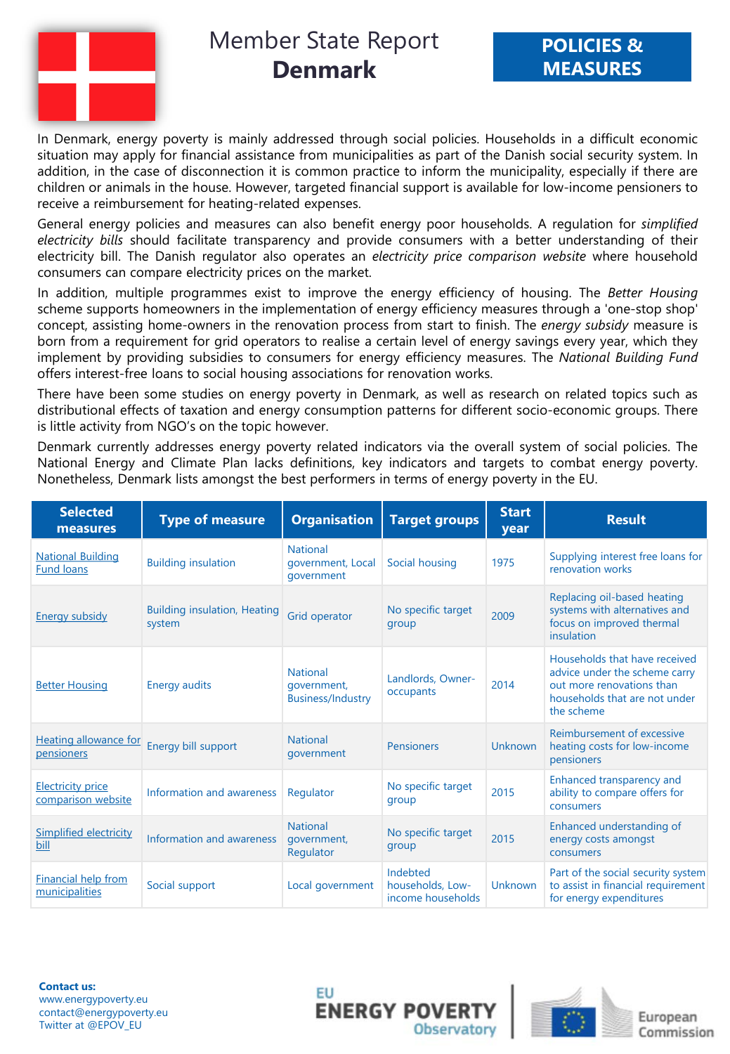# Member State Report
# **Denmark**

**POLICIES & MEASURES**

In Denmark, energy poverty is mainly addressed through social policies. Households in a difficult economic situation may apply for financial assistance from municipalities as part of the Danish social security system. In addition, in the case of disconnection it is common practice to inform the municipality, especially if there are children or animals in the house. However, targeted financial support is available for low-income pensioners to receive a reimbursement for heating-related expenses.

General energy policies and measures can also benefit energy poor households. A regulation for *simplified electricity bills* should facilitate transparency and provide consumers with a better understanding of their electricity bill. The Danish regulator also operates an *electricity price comparison website* where household consumers can compare electricity prices on the market.

In addition, multiple programmes exist to improve the energy efficiency of housing. The *Better Housing* scheme supports homeowners in the implementation of energy efficiency measures through a 'one-stop shop' concept, assisting home-owners in the renovation process from start to finish. The *energy subsidy* measure is born from a requirement for grid operators to realise a certain level of energy savings every year, which they implement by providing subsidies to consumers for energy efficiency measures. The *National Building Fund* offers interest-free loans to social housing associations for renovation works.

There have been some studies on energy poverty in Denmark, as well as research on related topics such as distributional effects of taxation and energy consumption patterns for different socio-economic groups. There is little activity from NGO's on the topic however.

Denmark currently addresses energy poverty related indicators via the overall system of social policies. The National Energy and Climate Plan lacks definitions, key indicators and targets to combat energy poverty. Nonetheless, Denmark lists amongst the best performers in terms of energy poverty in the EU.

| Selected measures | Type of measure | Organisation | Target groups | Start year | Result |
|---|---|---|---|---|---|
| National Building Fund loans | Building insulation | National government, Local government | Social housing | 1975 | Supplying interest free loans for renovation works |
| Energy subsidy | Building insulation, Heating system | Grid operator | No specific target group | 2009 | Replacing oil-based heating systems with alternatives and focus on improved thermal insulation |
| Better Housing | Energy audits | National government, Business/Industry | Landlords, Owner-occupants | 2014 | Households that have received advice under the scheme carry out more renovations than households that are not under the scheme |
| Heating allowance for pensioners | Energy bill support | National government | Pensioners | Unknown | Reimbursement of excessive heating costs for low-income pensioners |
| Electricity price comparison website | Information and awareness | Regulator | No specific target group | 2015 | Enhanced transparency and ability to compare offers for consumers |
| Simplified electricity bill | Information and awareness | National government, Regulator | No specific target group | 2015 | Enhanced understanding of energy costs amongst consumers |
| Financial help from municipalities | Social support | Local government | Indebted households, Low-income households | Unknown | Part of the social security system to assist in financial requirement for energy expenditures |

**Contact us:**
www.energypoverty.eu
contact@energypoverty.eu
Twitter at @EPOV_EU

EU ENERGY POVERTY Observatory | European Commission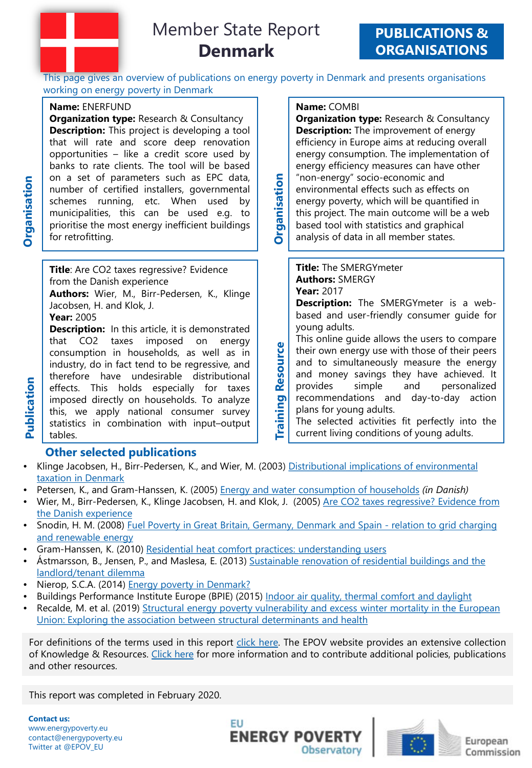# Member State Report **Denmark**

**PUBLICATIONS & ORGANISATIONS**

This page gives an overview of publications on energy poverty in Denmark and presents organisations working on energy poverty in Denmark

**Organisation**

**Name:** ENERFUND
**Organization type:** Research & Consultancy
**Description:** This project is developing a tool that will rate and score deep renovation opportunities – like a credit score used by banks to rate clients. The tool will be based on a set of parameters such as EPC data, number of certified installers, governmental schemes running, etc. When used by municipalities, this can be used e.g. to prioritise the most energy inefficient buildings for retrofitting.

**Organisation**

**Name:** COMBI
**Organization type:** Research & Consultancy
**Description:** The improvement of energy efficiency in Europe aims at reducing overall energy consumption. The implementation of energy efficiency measures can have other "non-energy" socio-economic and environmental effects such as effects on energy poverty, which will be quantified in this project. The main outcome will be a web based tool with statistics and graphical analysis of data in all member states.

**Publication**

**Title**: Are CO2 taxes regressive? Evidence from the Danish experience
**Authors:** Wier, M., Birr-Pedersen, K., Klinge Jacobsen, H. and Klok, J.
**Year:** 2005
**Description:** In this article, it is demonstrated that CO2 taxes imposed on energy consumption in households, as well as in industry, do in fact tend to be regressive, and therefore have undesirable distributional effects. This holds especially for taxes imposed directly on households. To analyze this, we apply national consumer survey statistics in combination with input–output tables.

**Training Resource**

**Title:** The SMERGYmeter
**Authors:** SMERGY
**Year:** 2017
**Description:** The SMERGYmeter is a web-based and user-friendly consumer guide for young adults.
This online guide allows the users to compare their own energy use with those of their peers and to simultaneously measure the energy and money savings they have achieved. It provides simple and personalized recommendations and day-to-day action plans for young adults.
The selected activities fit perfectly into the current living conditions of young adults.

## Other selected publications

- Klinge Jacobsen, H., Birr-Pedersen, K., and Wier, M. (2003) Distributional implications of environmental taxation in Denmark
- Petersen, K., and Gram-Hanssen, K. (2005) Energy and water consumption of households *(in Danish)*
- Wier, M., Birr-Pedersen, K., Klinge Jacobsen, H. and Klok, J. (2005) Are CO2 taxes regressive? Evidence from the Danish experience
- Snodin, H. M. (2008) Fuel Poverty in Great Britain, Germany, Denmark and Spain - relation to grid charging and renewable energy
- Gram-Hanssen, K. (2010) Residential heat comfort practices: understanding users
- Ástmarsson, B., Jensen, P., and Maslesa, E. (2013) Sustainable renovation of residential buildings and the landlord/tenant dilemma
- Nierop, S.C.A. (2014) Energy poverty in Denmark?
- Buildings Performance Institute Europe (BPIE) (2015) Indoor air quality, thermal comfort and daylight
- Recalde, M. et al. (2019) Structural energy poverty vulnerability and excess winter mortality in the European Union: Exploring the association between structural determinants and health

For definitions of the terms used in this report click here. The EPOV website provides an extensive collection of Knowledge & Resources. Click here for more information and to contribute additional policies, publications and other resources.

This report was completed in February 2020.

**Contact us:**
www.energypoverty.eu
contact@energypoverty.eu
Twitter at @EPOV_EU

EU ENERGY POVERTY Observatory | European Commission